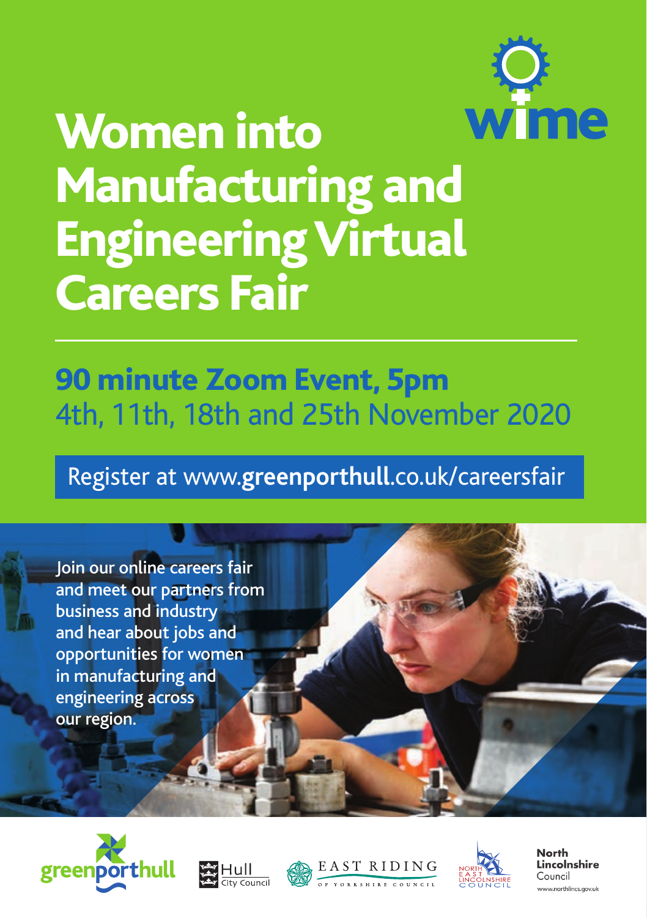wime

# Women into Manufacturing and Engineering Virtual Careers Fair

## 90 minute Zoom Event, 5pm

4th, 11th, 18th and 25th November 2020

Register at www.**greenporthull**.co.uk/careersfair

Join our online careers fair and meet our partners from business and industry and hear about jobs and opportunities for women in manufacturing and engineering across our region.

greenporthull

Hull City Council

EAST RIDING OF YORKSHIRE COUNCIL

NORTH EAST LINCOLNSHIRE COUNCIL

**North Lincolnshire** Council
www.northlincs.gov.uk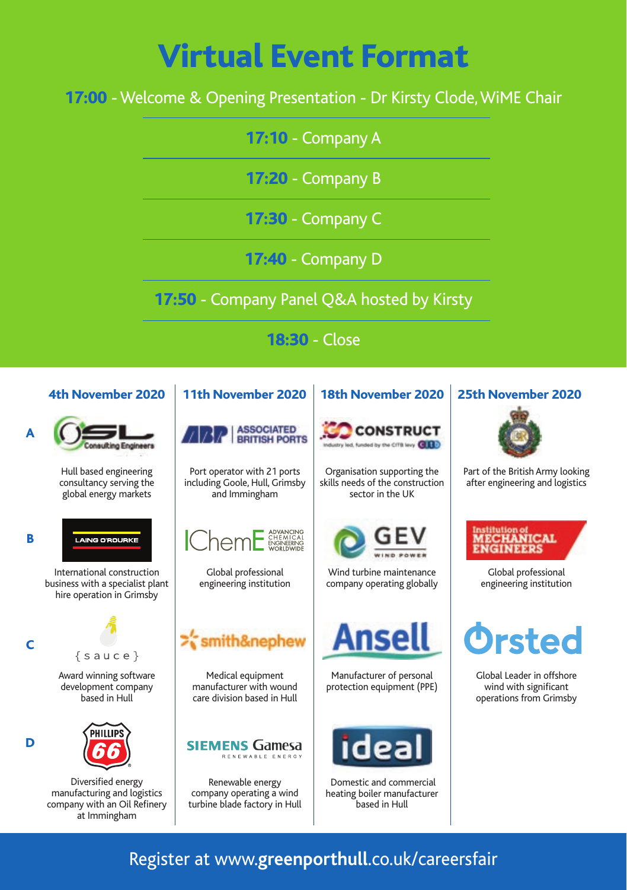# Virtual Event Format

**17:00** - Welcome & Opening Presentation - Dr Kirsty Clode, WiME Chair

**17:10** - Company A

**17:20** - Company B

**17:30** - Company C

**17:40** - Company D

**17:50** - Company Panel Q&A hosted by Kirsty

**18:30** - Close

| | 4th November 2020 | 11th November 2020 | 18th November 2020 | 25th November 2020 |
|---|---|---|---|---|
| **A** | OSL Consulting Engineers<br>Hull based engineering consultancy serving the global energy markets | Associated British Ports<br>Port operator with 21 ports including Goole, Hull, Grimsby and Immingham | Go Construct<br>Organisation supporting the skills needs of the construction sector in the UK | Part of the British Army looking after engineering and logistics |
| **B** | Laing O'Rourke<br>International construction business with a specialist plant hire operation in Grimsby | IChemE<br>Global professional engineering institution | GEV Wind Power<br>Wind turbine maintenance company operating globally | Institution of Mechanical Engineers<br>Global professional engineering institution |
| **C** | {sauce}<br>Award winning software development company based in Hull | smith&nephew<br>Medical equipment manufacturer with wound care division based in Hull | Ansell<br>Manufacturer of personal protection equipment (PPE) | Ørsted<br>Global Leader in offshore wind with significant operations from Grimsby |
| **D** | Phillips 66<br>Diversified energy manufacturing and logistics company with an Oil Refinery at Immingham | Siemens Gamesa Renewable Energy<br>Renewable energy company operating a wind turbine blade factory in Hull | ideal<br>Domestic and commercial heating boiler manufacturer based in Hull | |

Register at www.greenporthull.co.uk/careersfair